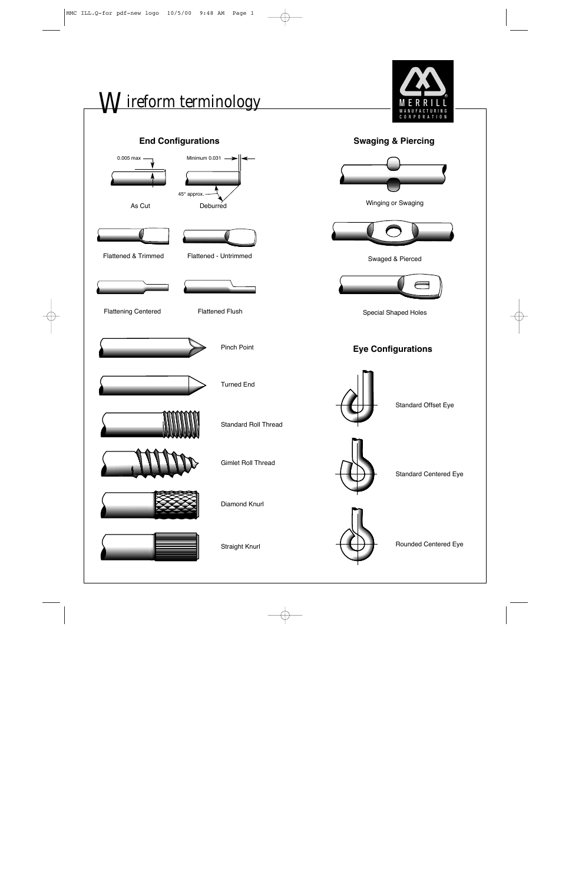# Wireform terminology

MERRILL MANUFACTURING CORPORATION

## End Configurations

0.005 max

Minimum 0.031

45° approx.

As Cut

Deburred

Flattened & Trimmed

Flattened - Untrimmed

Flattening Centered

Flattened Flush

Pinch Point

Turned End

Standard Roll Thread

Gimlet Roll Thread

Diamond Knurl

Straight Knurl

## Swaging & Piercing

Winging or Swaging

Swaged & Pierced

Special Shaped Holes

## Eye Configurations

Standard Offset Eye

Standard Centered Eye

Rounded Centered Eye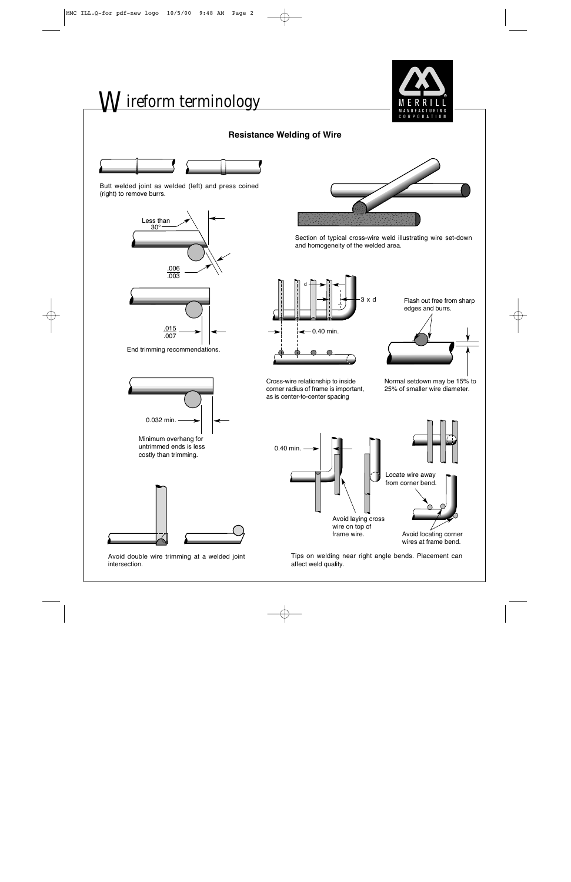# Wireform terminology

MERRILL
MANUFACTURING
CORPORATION

## Resistance Welding of Wire

Butt welded joint as welded (left) and press coined (right) to remove burrs.

Less than 30°

.006
.003

.015
.007

End trimming recommendations.

0.032 min.

Minimum overhang for untrimmed ends is less costly than trimming.

Avoid double wire trimming at a welded joint intersection.

Section of typical cross-wire weld illustrating wire set-down and homogeneity of the welded area.

d

3 x d

0.40 min.

Cross-wire relationship to inside corner radius of frame is important, as is center-to-center spacing

Flash out free from sharp edges and burrs.

Normal setdown may be 15% to 25% of smaller wire diameter.

0.40 min.

Locate wire away from corner bend.

Avoid laying cross wire on top of frame wire.

Avoid locating corner wires at frame bend.

Tips on welding near right angle bends. Placement can affect weld quality.